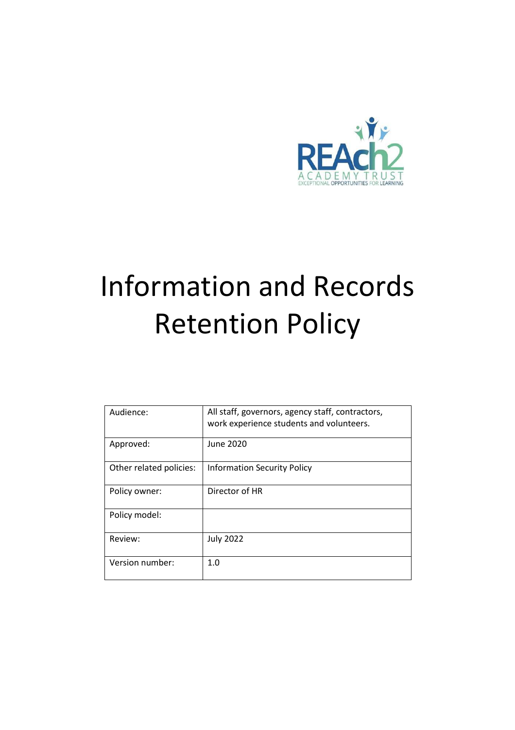REAch2
ACADEMY TRUST
EXCEPTIONAL OPPORTUNITIES FOR LEARNING

# Information and Records Retention Policy

| Audience: | All staff, governors, agency staff, contractors, work experience students and volunteers. |
| --- | --- |
| Approved: | June 2020 |
| Other related policies: | Information Security Policy |
| Policy owner: | Director of HR |
| Policy model: | |
| Review: | July 2022 |
| Version number: | 1.0 |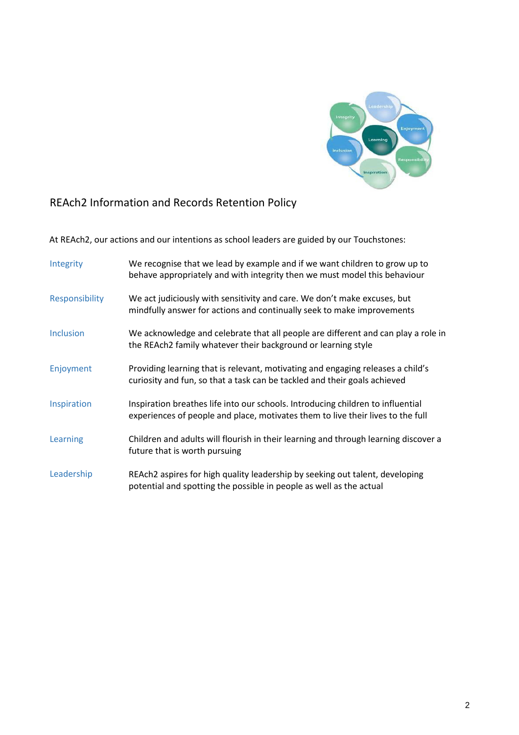# REAch2 Information and Records Retention Policy

At REAch2, our actions and our intentions as school leaders are guided by our Touchstones:

| | |
|---|---|
| Integrity | We recognise that we lead by example and if we want children to grow up to behave appropriately and with integrity then we must model this behaviour |
| Responsibility | We act judiciously with sensitivity and care. We don't make excuses, but mindfully answer for actions and continually seek to make improvements |
| Inclusion | We acknowledge and celebrate that all people are different and can play a role in the REAch2 family whatever their background or learning style |
| Enjoyment | Providing learning that is relevant, motivating and engaging releases a child's curiosity and fun, so that a task can be tackled and their goals achieved |
| Inspiration | Inspiration breathes life into our schools. Introducing children to influential experiences of people and place, motivates them to live their lives to the full |
| Learning | Children and adults will flourish in their learning and through learning discover a future that is worth pursuing |
| Leadership | REAch2 aspires for high quality leadership by seeking out talent, developing potential and spotting the possible in people as well as the actual |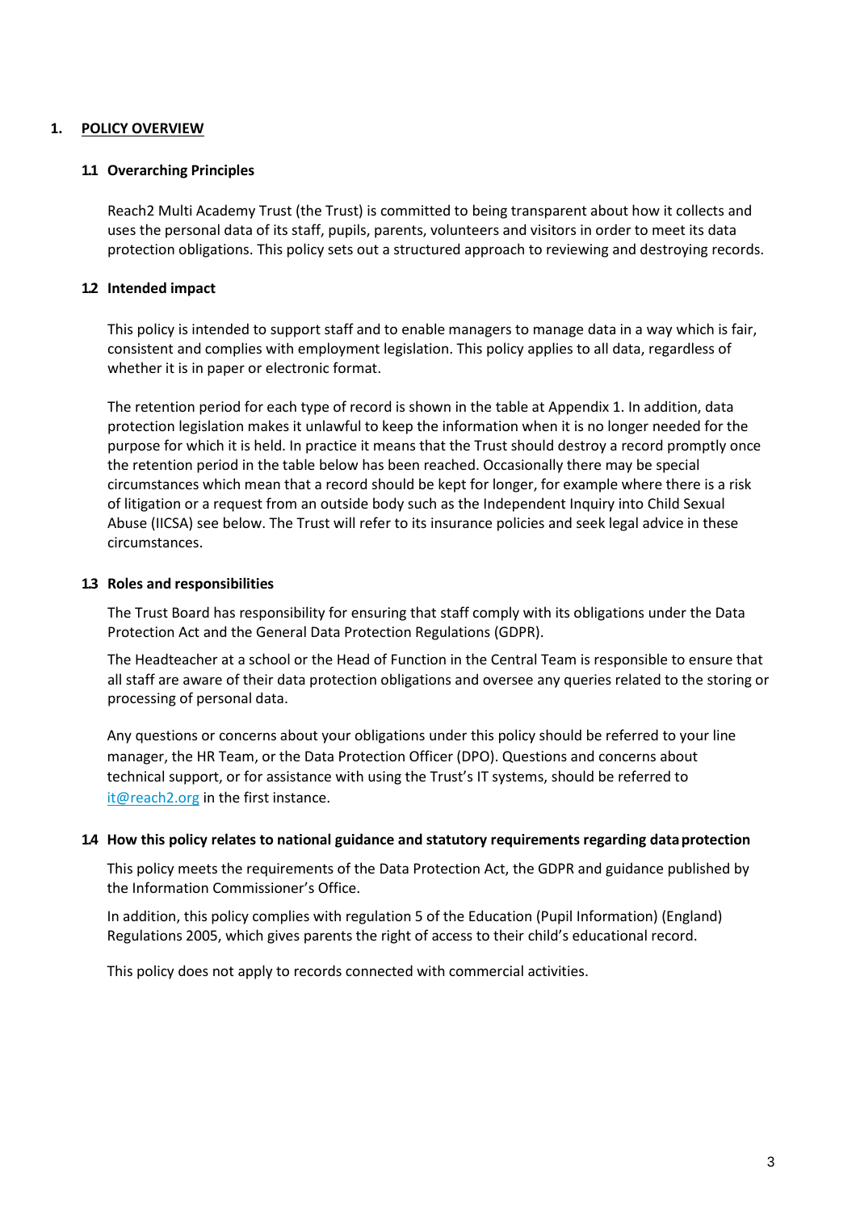## 1. <u>POLICY OVERVIEW</u>

### 1.1 Overarching Principles

Reach2 Multi Academy Trust (the Trust) is committed to being transparent about how it collects and uses the personal data of its staff, pupils, parents, volunteers and visitors in order to meet its data protection obligations. This policy sets out a structured approach to reviewing and destroying records.

### 1.2 Intended impact

This policy is intended to support staff and to enable managers to manage data in a way which is fair, consistent and complies with employment legislation. This policy applies to all data, regardless of whether it is in paper or electronic format.

The retention period for each type of record is shown in the table at Appendix 1. In addition, data protection legislation makes it unlawful to keep the information when it is no longer needed for the purpose for which it is held. In practice it means that the Trust should destroy a record promptly once the retention period in the table below has been reached. Occasionally there may be special circumstances which mean that a record should be kept for longer, for example where there is a risk of litigation or a request from an outside body such as the Independent Inquiry into Child Sexual Abuse (IICSA) see below. The Trust will refer to its insurance policies and seek legal advice in these circumstances.

### 1.3 Roles and responsibilities

The Trust Board has responsibility for ensuring that staff comply with its obligations under the Data Protection Act and the General Data Protection Regulations (GDPR).

The Headteacher at a school or the Head of Function in the Central Team is responsible to ensure that all staff are aware of their data protection obligations and oversee any queries related to the storing or processing of personal data.

Any questions or concerns about your obligations under this policy should be referred to your line manager, the HR Team, or the Data Protection Officer (DPO). Questions and concerns about technical support, or for assistance with using the Trust's IT systems, should be referred to [it@reach2.org](mailto:it@reach2.org) in the first instance.

### 1.4 How this policy relates to national guidance and statutory requirements regarding data protection

This policy meets the requirements of the Data Protection Act, the GDPR and guidance published by the Information Commissioner's Office.

In addition, this policy complies with regulation 5 of the Education (Pupil Information) (England) Regulations 2005, which gives parents the right of access to their child's educational record.

This policy does not apply to records connected with commercial activities.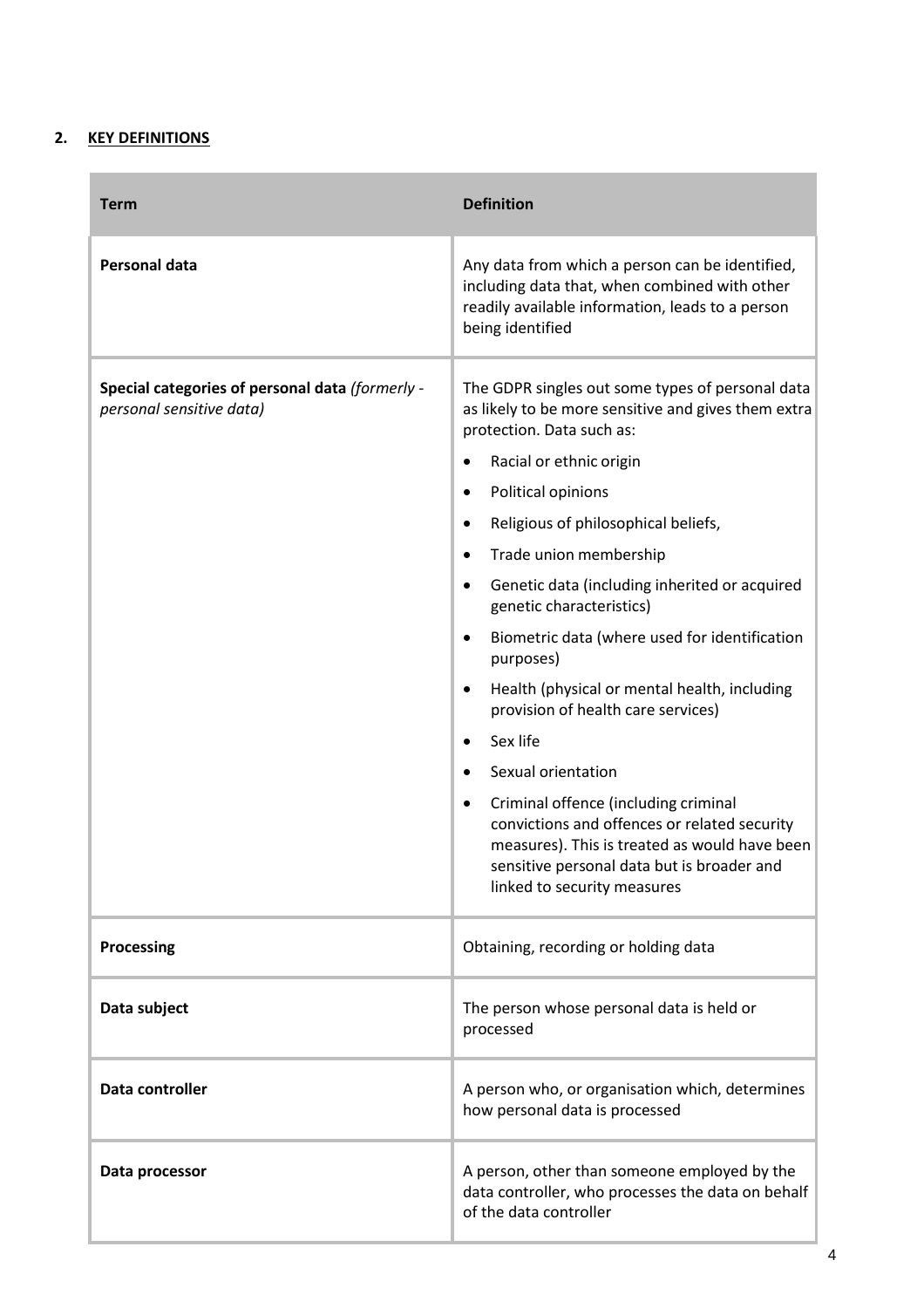## 2. KEY DEFINITIONS

| Term | Definition |
|---|---|
| **Personal data** | Any data from which a person can be identified, including data that, when combined with other readily available information, leads to a person being identified |
| **Special categories of personal data** *(formerly - personal sensitive data)* | The GDPR singles out some types of personal data as likely to be more sensitive and gives them extra protection. Data such as:<br>• Racial or ethnic origin<br>• Political opinions<br>• Religious of philosophical beliefs,<br>• Trade union membership<br>• Genetic data (including inherited or acquired genetic characteristics)<br>• Biometric data (where used for identification purposes)<br>• Health (physical or mental health, including provision of health care services)<br>• Sex life<br>• Sexual orientation<br>• Criminal offence (including criminal convictions and offences or related security measures). This is treated as would have been sensitive personal data but is broader and linked to security measures |
| **Processing** | Obtaining, recording or holding data |
| **Data subject** | The person whose personal data is held or processed |
| **Data controller** | A person who, or organisation which, determines how personal data is processed |
| **Data processor** | A person, other than someone employed by the data controller, who processes the data on behalf of the data controller |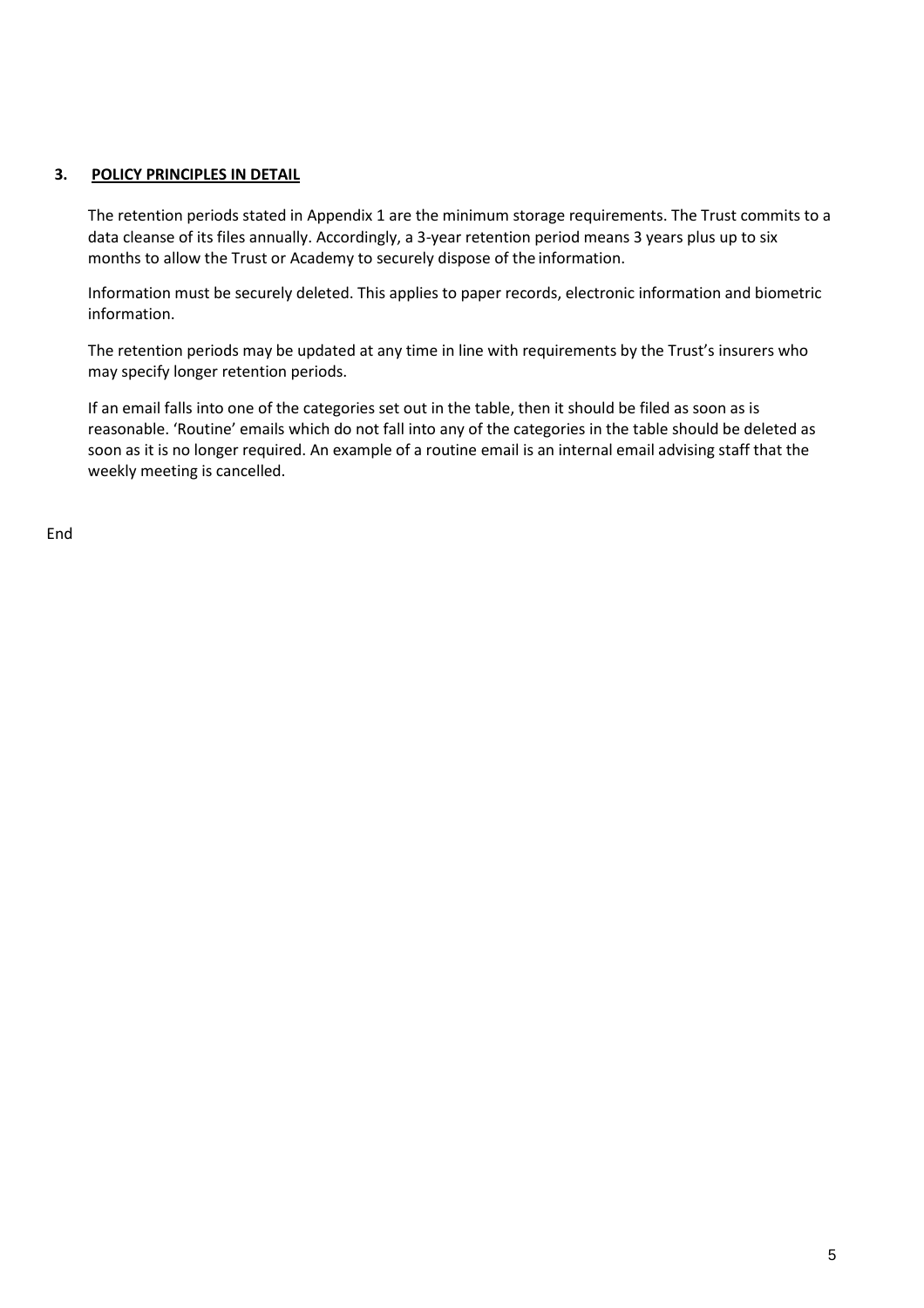## 3. POLICY PRINCIPLES IN DETAIL

The retention periods stated in Appendix 1 are the minimum storage requirements. The Trust commits to a data cleanse of its files annually. Accordingly, a 3-year retention period means 3 years plus up to six months to allow the Trust or Academy to securely dispose of the information.

Information must be securely deleted. This applies to paper records, electronic information and biometric information.

The retention periods may be updated at any time in line with requirements by the Trust's insurers who may specify longer retention periods.

If an email falls into one of the categories set out in the table, then it should be filed as soon as is reasonable. 'Routine' emails which do not fall into any of the categories in the table should be deleted as soon as it is no longer required. An example of a routine email is an internal email advising staff that the weekly meeting is cancelled.

End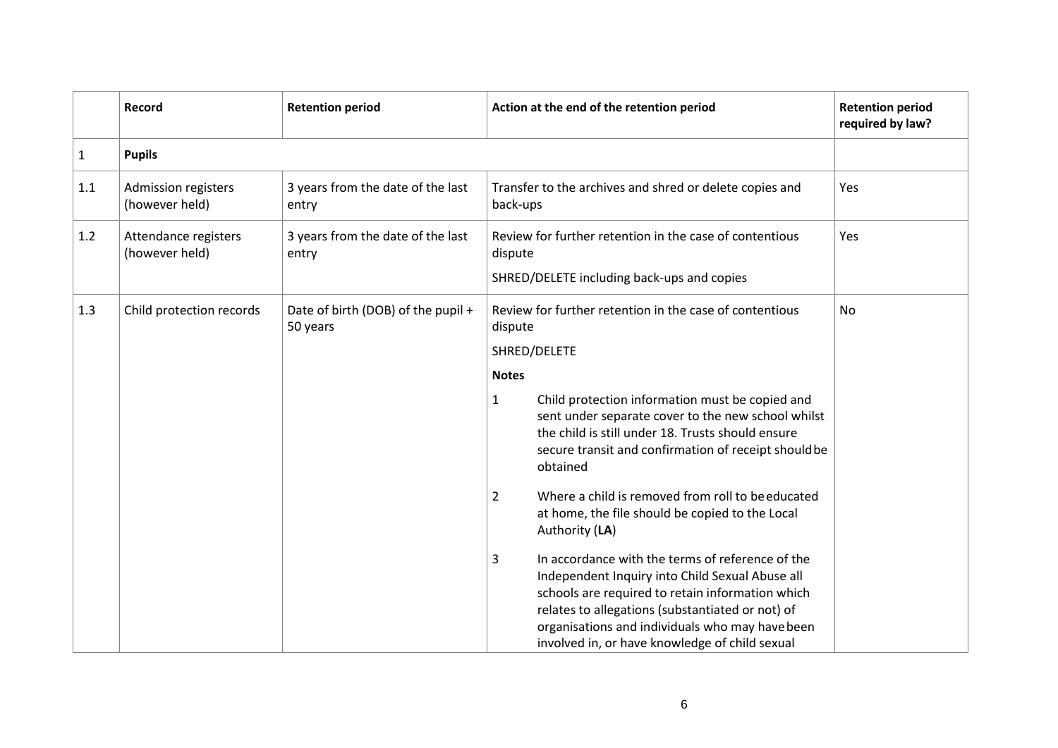| | Record | Retention period | Action at the end of the retention period | Retention period required by law? |
|---|---|---|---|---|
| 1 | **Pupils** | | | |
| 1.1 | Admission registers (however held) | 3 years from the date of the last entry | Transfer to the archives and shred or delete copies and back-ups | Yes |
| 1.2 | Attendance registers (however held) | 3 years from the date of the last entry | Review for further retention in the case of contentious dispute<br><br>SHRED/DELETE including back-ups and copies | Yes |
| 1.3 | Child protection records | Date of birth (DOB) of the pupil + 50 years | Review for further retention in the case of contentious dispute<br><br>SHRED/DELETE<br><br>**Notes**<br><br>1 Child protection information must be copied and sent under separate cover to the new school whilst the child is still under 18. Trusts should ensure secure transit and confirmation of receipt should be obtained<br><br>2 Where a child is removed from roll to be educated at home, the file should be copied to the Local Authority (**LA**)<br><br>3 In accordance with the terms of reference of the Independent Inquiry into Child Sexual Abuse all schools are required to retain information which relates to allegations (substantiated or not) of organisations and individuals who may have been involved in, or have knowledge of child sexual | No |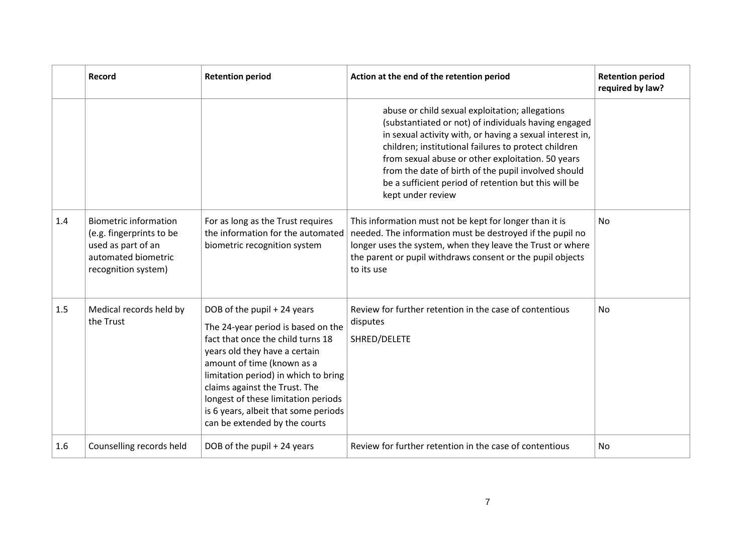| | Record | Retention period | Action at the end of the retention period | Retention period required by law? |
|---|---|---|---|---|
| | | | abuse or child sexual exploitation; allegations (substantiated or not) of individuals having engaged in sexual activity with, or having a sexual interest in, children; institutional failures to protect children from sexual abuse or other exploitation. 50 years from the date of birth of the pupil involved should be a sufficient period of retention but this will be kept under review | |
| 1.4 | Biometric information (e.g. fingerprints to be used as part of an automated biometric recognition system) | For as long as the Trust requires the information for the automated biometric recognition system | This information must not be kept for longer than it is needed. The information must be destroyed if the pupil no longer uses the system, when they leave the Trust or where the parent or pupil withdraws consent or the pupil objects to its use | No |
| 1.5 | Medical records held by the Trust | DOB of the pupil + 24 years<br><br>The 24-year period is based on the fact that once the child turns 18 years old they have a certain amount of time (known as a limitation period) in which to bring claims against the Trust. The longest of these limitation periods is 6 years, albeit that some periods can be extended by the courts | Review for further retention in the case of contentious disputes<br><br>SHRED/DELETE | No |
| 1.6 | Counselling records held | DOB of the pupil + 24 years | Review for further retention in the case of contentious | No |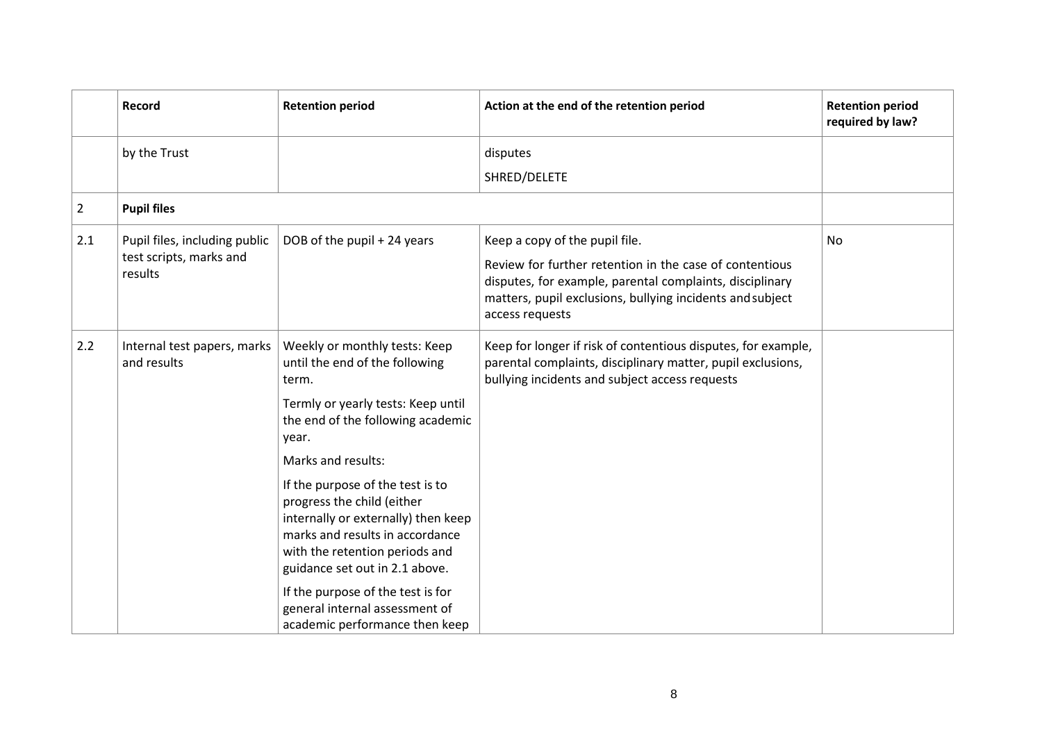| | Record | Retention period | Action at the end of the retention period | Retention period required by law? |
|---|---|---|---|---|
| | by the Trust | | disputes<br>SHRED/DELETE | |
| 2 | **Pupil files** | | | |
| 2.1 | Pupil files, including public test scripts, marks and results | DOB of the pupil + 24 years | Keep a copy of the pupil file.<br>Review for further retention in the case of contentious disputes, for example, parental complaints, disciplinary matters, pupil exclusions, bullying incidents and subject access requests | No |
| 2.2 | Internal test papers, marks and results | Weekly or monthly tests: Keep until the end of the following term.<br>Termly or yearly tests: Keep until the end of the following academic year.<br>Marks and results:<br>If the purpose of the test is to progress the child (either internally or externally) then keep marks and results in accordance with the retention periods and guidance set out in 2.1 above.<br>If the purpose of the test is for general internal assessment of academic performance then keep | Keep for longer if risk of contentious disputes, for example, parental complaints, disciplinary matter, pupil exclusions, bullying incidents and subject access requests | |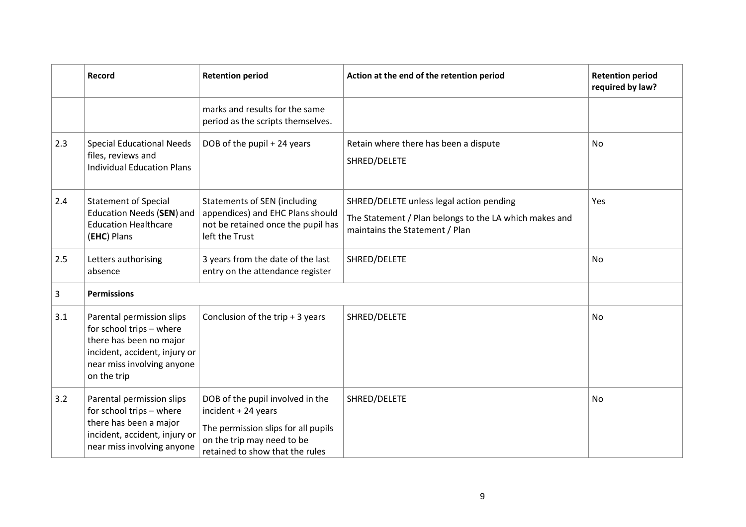| | Record | Retention period | Action at the end of the retention period | Retention period required by law? |
|---|---|---|---|---|
| | | marks and results for the same period as the scripts themselves. | | |
| 2.3 | Special Educational Needs files, reviews and Individual Education Plans | DOB of the pupil + 24 years | Retain where there has been a dispute<br>SHRED/DELETE | No |
| 2.4 | Statement of Special Education Needs (**SEN**) and Education Healthcare (**EHC**) Plans | Statements of SEN (including appendices) and EHC Plans should not be retained once the pupil has left the Trust | SHRED/DELETE unless legal action pending<br>The Statement / Plan belongs to the LA which makes and maintains the Statement / Plan | Yes |
| 2.5 | Letters authorising absence | 3 years from the date of the last entry on the attendance register | SHRED/DELETE | No |
| 3 | **Permissions** | | | |
| 3.1 | Parental permission slips for school trips – where there has been no major incident, accident, injury or near miss involving anyone on the trip | Conclusion of the trip + 3 years | SHRED/DELETE | No |
| 3.2 | Parental permission slips for school trips – where there has been a major incident, accident, injury or near miss involving anyone | DOB of the pupil involved in the incident + 24 years<br>The permission slips for all pupils on the trip may need to be retained to show that the rules | SHRED/DELETE | No |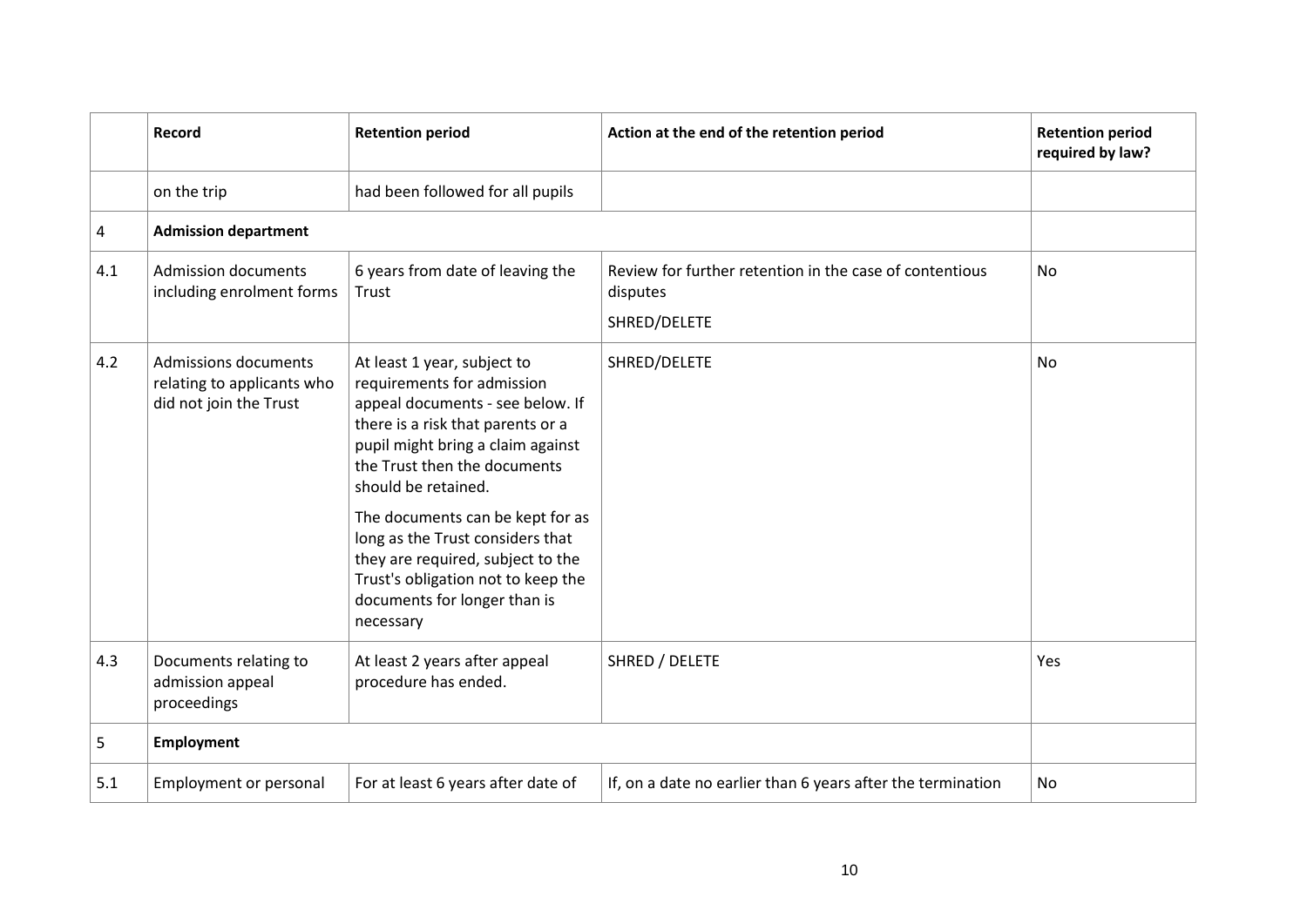|  | Record | Retention period | Action at the end of the retention period | Retention period required by law? |
|---|---|---|---|---|
|  | on the trip | had been followed for all pupils |  |  |
| 4 | **Admission department** |  |  |  |
| 4.1 | Admission documents including enrolment forms | 6 years from date of leaving the Trust | Review for further retention in the case of contentious disputes<br><br>SHRED/DELETE | No |
| 4.2 | Admissions documents relating to applicants who did not join the Trust | At least 1 year, subject to requirements for admission appeal documents - see below. If there is a risk that parents or a pupil might bring a claim against the Trust then the documents should be retained.<br><br>The documents can be kept for as long as the Trust considers that they are required, subject to the Trust's obligation not to keep the documents for longer than is necessary | SHRED/DELETE | No |
| 4.3 | Documents relating to admission appeal proceedings | At least 2 years after appeal procedure has ended. | SHRED / DELETE | Yes |
| 5 | **Employment** |  |  |  |
| 5.1 | Employment or personal | For at least 6 years after date of | If, on a date no earlier than 6 years after the termination | No |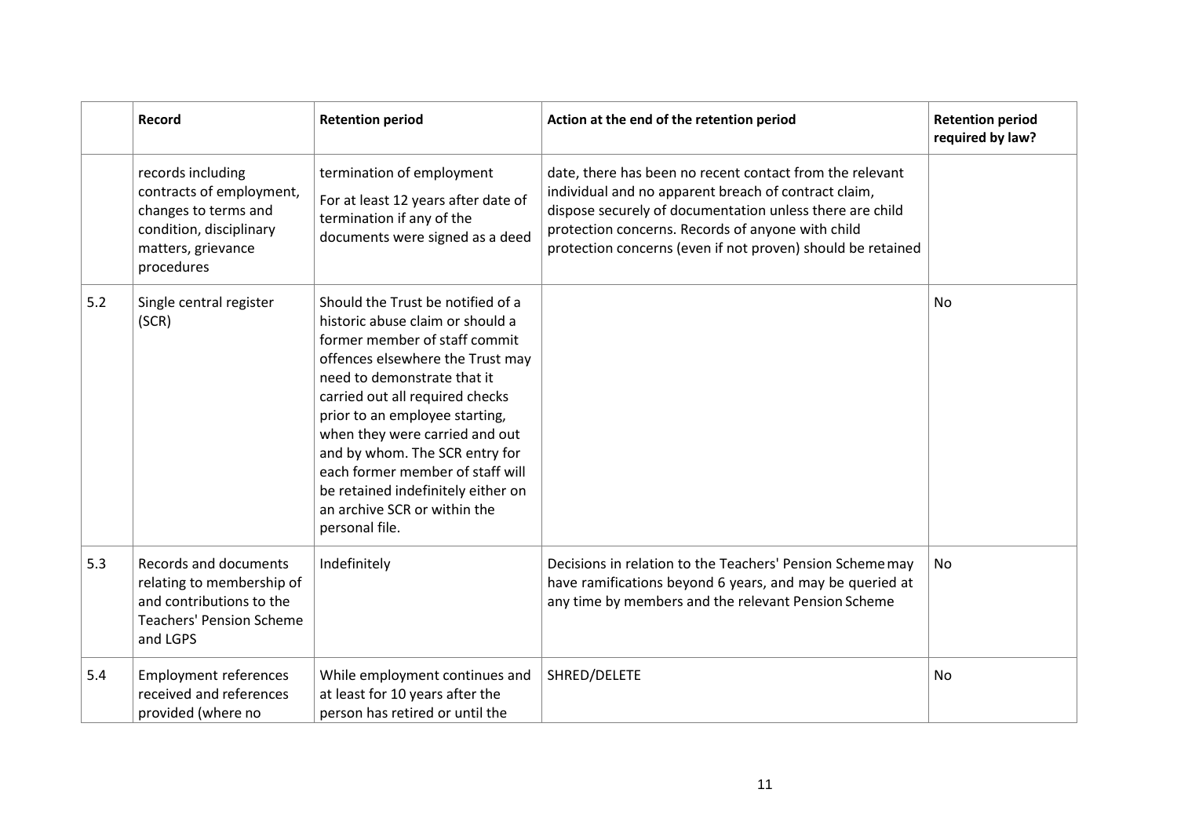| | Record | Retention period | Action at the end of the retention period | Retention period required by law? |
|---|---|---|---|---|
| | records including contracts of employment, changes to terms and condition, disciplinary matters, grievance procedures | termination of employment<br>For at least 12 years after date of termination if any of the documents were signed as a deed | date, there has been no recent contact from the relevant individual and no apparent breach of contract claim, dispose securely of documentation unless there are child protection concerns. Records of anyone with child protection concerns (even if not proven) should be retained | |
| 5.2 | Single central register (SCR) | Should the Trust be notified of a historic abuse claim or should a former member of staff commit offences elsewhere the Trust may need to demonstrate that it carried out all required checks prior to an employee starting, when they were carried and out and by whom. The SCR entry for each former member of staff will be retained indefinitely either on an archive SCR or within the personal file. | | No |
| 5.3 | Records and documents relating to membership of and contributions to the Teachers' Pension Scheme and LGPS | Indefinitely | Decisions in relation to the Teachers' Pension Scheme may have ramifications beyond 6 years, and may be queried at any time by members and the relevant Pension Scheme | No |
| 5.4 | Employment references received and references provided (where no | While employment continues and at least for 10 years after the person has retired or until the | SHRED/DELETE | No |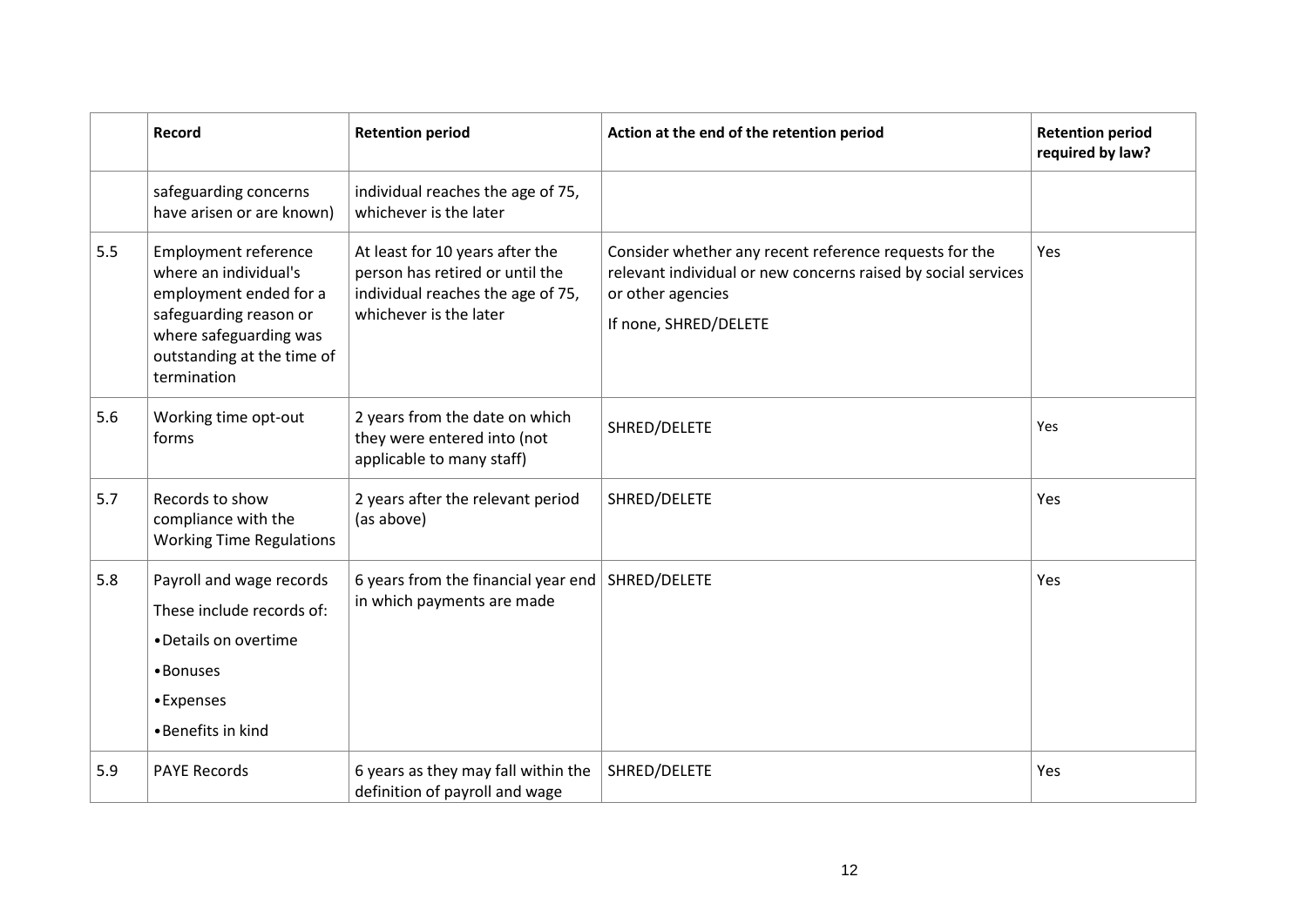| | Record | Retention period | Action at the end of the retention period | Retention period required by law? |
|---|---|---|---|---|
| | safeguarding concerns have arisen or are known) | individual reaches the age of 75, whichever is the later | | |
| 5.5 | Employment reference where an individual's employment ended for a safeguarding reason or where safeguarding was outstanding at the time of termination | At least for 10 years after the person has retired or until the individual reaches the age of 75, whichever is the later | Consider whether any recent reference requests for the relevant individual or new concerns raised by social services or other agencies<br>If none, SHRED/DELETE | Yes |
| 5.6 | Working time opt-out forms | 2 years from the date on which they were entered into (not applicable to many staff) | SHRED/DELETE | Yes |
| 5.7 | Records to show compliance with the Working Time Regulations | 2 years after the relevant period (as above) | SHRED/DELETE | Yes |
| 5.8 | Payroll and wage records<br>These include records of:<br>• Details on overtime<br>• Bonuses<br>• Expenses<br>• Benefits in kind | 6 years from the financial year end in which payments are made | SHRED/DELETE | Yes |
| 5.9 | PAYE Records | 6 years as they may fall within the definition of payroll and wage | SHRED/DELETE | Yes |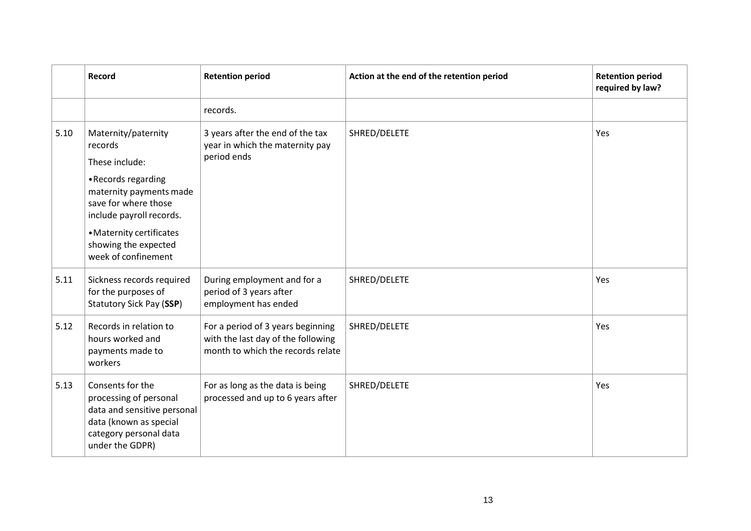| | Record | Retention period | Action at the end of the retention period | Retention period required by law? |
|---|---|---|---|---|
| | | records. | | |
| 5.10 | Maternity/paternity records<br>These include:<br>•Records regarding maternity payments made save for where those include payroll records.<br>•Maternity certificates showing the expected week of confinement | 3 years after the end of the tax year in which the maternity pay period ends | SHRED/DELETE | Yes |
| 5.11 | Sickness records required for the purposes of Statutory Sick Pay (**SSP**) | During employment and for a period of 3 years after employment has ended | SHRED/DELETE | Yes |
| 5.12 | Records in relation to hours worked and payments made to workers | For a period of 3 years beginning with the last day of the following month to which the records relate | SHRED/DELETE | Yes |
| 5.13 | Consents for the processing of personal data and sensitive personal data (known as special category personal data under the GDPR) | For as long as the data is being processed and up to 6 years after | SHRED/DELETE | Yes |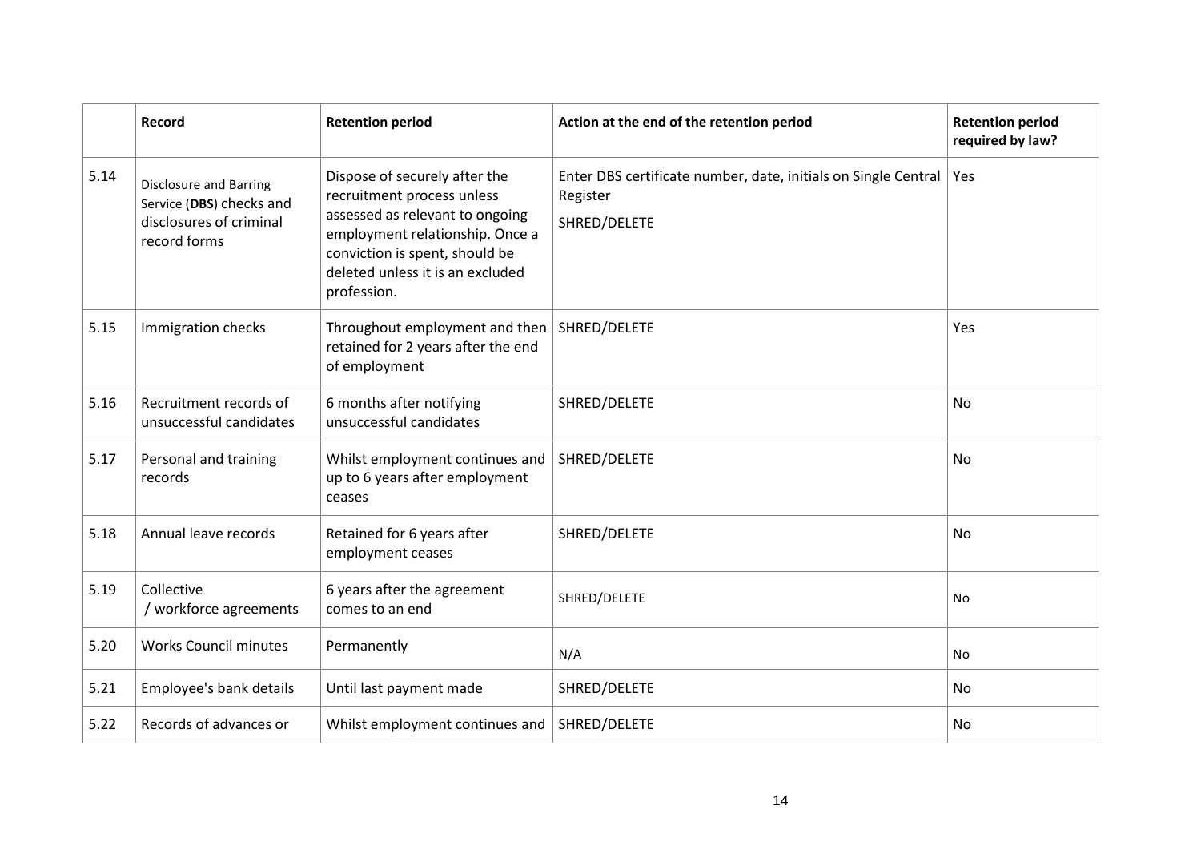|  | Record | Retention period | Action at the end of the retention period | Retention period required by law? |
| --- | --- | --- | --- | --- |
| 5.14 | Disclosure and Barring Service (**DBS**) checks and disclosures of criminal record forms | Dispose of securely after the recruitment process unless assessed as relevant to ongoing employment relationship. Once a conviction is spent, should be deleted unless it is an excluded profession. | Enter DBS certificate number, date, initials on Single Central Register<br>SHRED/DELETE | Yes |
| 5.15 | Immigration checks | Throughout employment and then retained for 2 years after the end of employment | SHRED/DELETE | Yes |
| 5.16 | Recruitment records of unsuccessful candidates | 6 months after notifying unsuccessful candidates | SHRED/DELETE | No |
| 5.17 | Personal and training records | Whilst employment continues and up to 6 years after employment ceases | SHRED/DELETE | No |
| 5.18 | Annual leave records | Retained for 6 years after employment ceases | SHRED/DELETE | No |
| 5.19 | Collective / workforce agreements | 6 years after the agreement comes to an end | SHRED/DELETE | No |
| 5.20 | Works Council minutes | Permanently | N/A | No |
| 5.21 | Employee's bank details | Until last payment made | SHRED/DELETE | No |
| 5.22 | Records of advances or | Whilst employment continues and | SHRED/DELETE | No |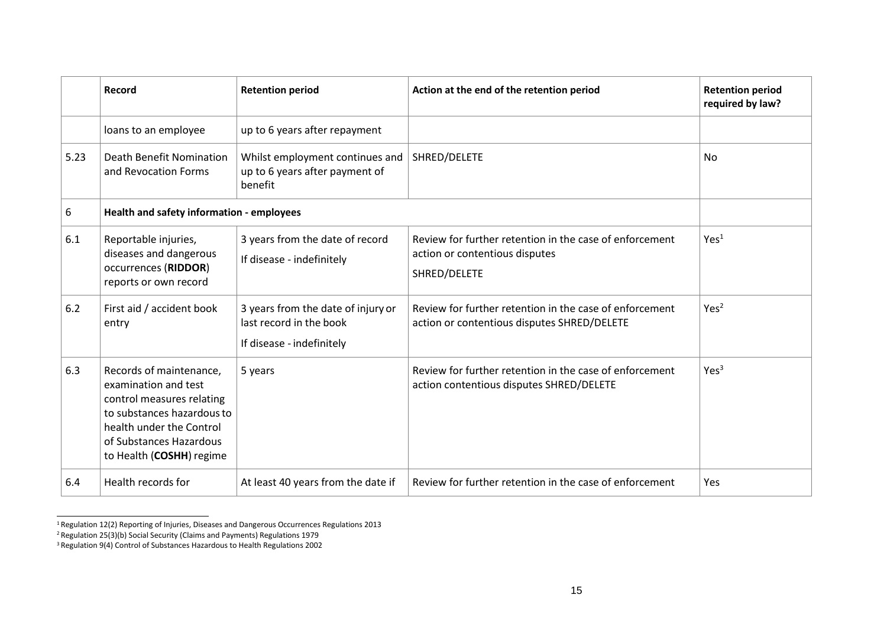| | Record | Retention period | Action at the end of the retention period | Retention period required by law? |
|---|---|---|---|---|
| | loans to an employee | up to 6 years after repayment | | |
| 5.23 | Death Benefit Nomination and Revocation Forms | Whilst employment continues and up to 6 years after payment of benefit | SHRED/DELETE | No |
| 6 | **Health and safety information - employees** | | | |
| 6.1 | Reportable injuries, diseases and dangerous occurrences (**RIDDOR**) reports or own record | 3 years from the date of record<br>If disease - indefinitely | Review for further retention in the case of enforcement action or contentious disputes<br>SHRED/DELETE | Yes[1] |
| 6.2 | First aid / accident book entry | 3 years from the date of injury or last record in the book<br>If disease - indefinitely | Review for further retention in the case of enforcement action or contentious disputes SHRED/DELETE | Yes[2] |
| 6.3 | Records of maintenance, examination and test control measures relating to substances hazardous to health under the Control of Substances Hazardous to Health (**COSHH**) regime | 5 years | Review for further retention in the case of enforcement action contentious disputes SHRED/DELETE | Yes[3] |
| 6.4 | Health records for | At least 40 years from the date if | Review for further retention in the case of enforcement | Yes |

[1] Regulation 12(2) Reporting of Injuries, Diseases and Dangerous Occurrences Regulations 2013

[2] Regulation 25(3)(b) Social Security (Claims and Payments) Regulations 1979

[3] Regulation 9(4) Control of Substances Hazardous to Health Regulations 2002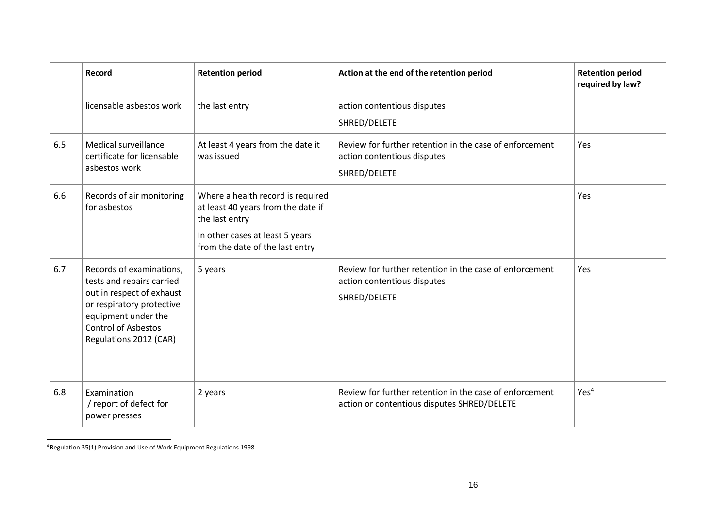|  | Record | Retention period | Action at the end of the retention period | Retention period required by law? |
|---|---|---|---|---|
|  | licensable asbestos work | the last entry | action contentious disputes<br>SHRED/DELETE |  |
| 6.5 | Medical surveillance certificate for licensable asbestos work | At least 4 years from the date it was issued | Review for further retention in the case of enforcement action contentious disputes<br>SHRED/DELETE | Yes |
| 6.6 | Records of air monitoring for asbestos | Where a health record is required at least 40 years from the date if the last entry<br>In other cases at least 5 years from the date of the last entry |  | Yes |
| 6.7 | Records of examinations, tests and repairs carried out in respect of exhaust or respiratory protective equipment under the Control of Asbestos Regulations 2012 (CAR) | 5 years | Review for further retention in the case of enforcement action contentious disputes<br>SHRED/DELETE | Yes |
| 6.8 | Examination / report of defect for power presses | 2 years | Review for further retention in the case of enforcement action or contentious disputes SHRED/DELETE | Yes[4] |

[4] Regulation 35(1) Provision and Use of Work Equipment Regulations 1998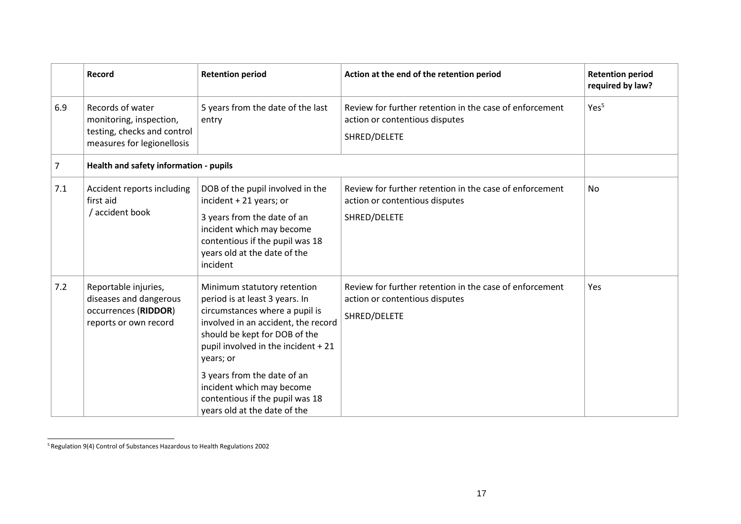| | Record | Retention period | Action at the end of the retention period | Retention period required by law? |
|---|---|---|---|---|
| 6.9 | Records of water monitoring, inspection, testing, checks and control measures for legionellosis | 5 years from the date of the last entry | Review for further retention in the case of enforcement action or contentious disputes<br>SHRED/DELETE | Yes[5] |
| 7 | **Health and safety information - pupils** | | | |
| 7.1 | Accident reports including first aid / accident book | DOB of the pupil involved in the incident + 21 years; or<br>3 years from the date of an incident which may become contentious if the pupil was 18 years old at the date of the incident | Review for further retention in the case of enforcement action or contentious disputes<br>SHRED/DELETE | No |
| 7.2 | Reportable injuries, diseases and dangerous occurrences (**RIDDOR**) reports or own record | Minimum statutory retention period is at least 3 years. In circumstances where a pupil is involved in an accident, the record should be kept for DOB of the pupil involved in the incident + 21 years; or<br>3 years from the date of an incident which may become contentious if the pupil was 18 years old at the date of the | Review for further retention in the case of enforcement action or contentious disputes<br>SHRED/DELETE | Yes |

[5] Regulation 9(4) Control of Substances Hazardous to Health Regulations 2002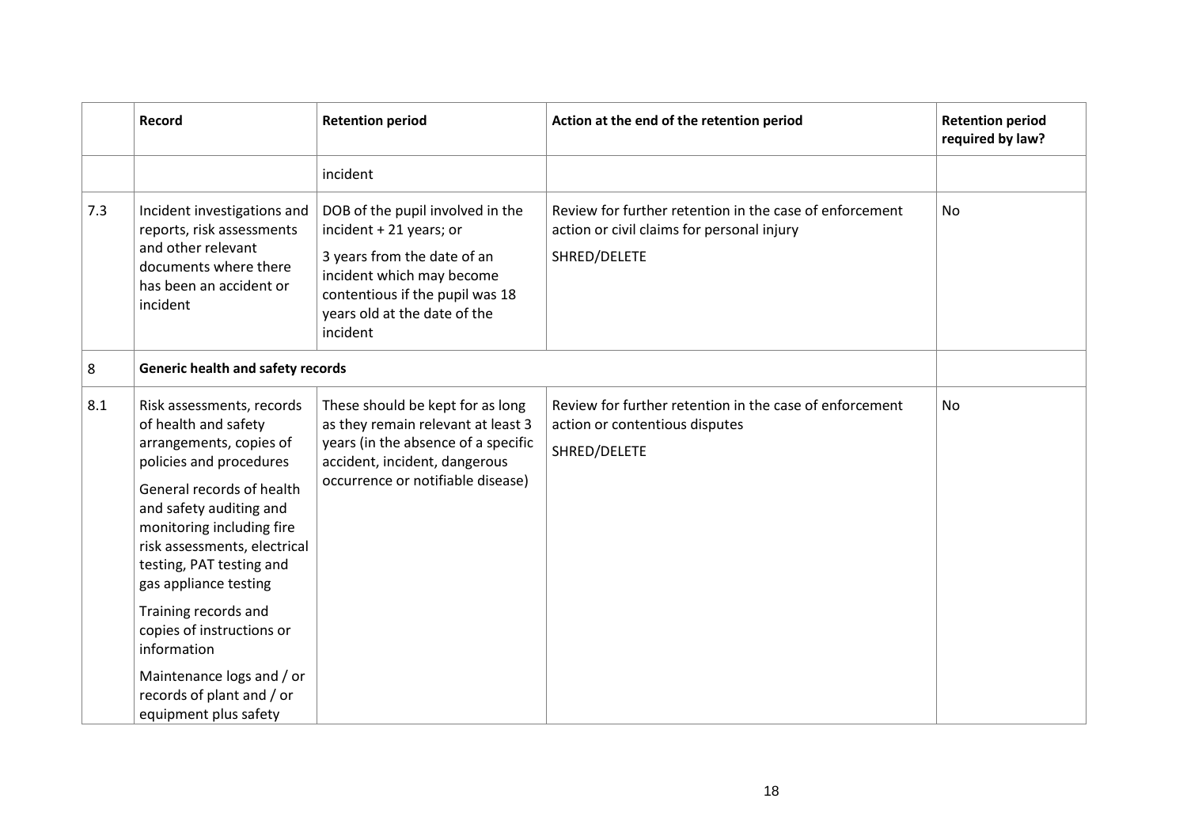| | Record | Retention period | Action at the end of the retention period | Retention period required by law? |
|---|---|---|---|---|
| | | incident | | |
| 7.3 | Incident investigations and reports, risk assessments and other relevant documents where there has been an accident or incident | DOB of the pupil involved in the incident + 21 years; or<br><br>3 years from the date of an incident which may become contentious if the pupil was 18 years old at the date of the incident | Review for further retention in the case of enforcement action or civil claims for personal injury<br><br>SHRED/DELETE | No |
| 8 | **Generic health and safety records** | | | |
| 8.1 | Risk assessments, records of health and safety arrangements, copies of policies and procedures<br><br>General records of health and safety auditing and monitoring including fire risk assessments, electrical testing, PAT testing and gas appliance testing<br><br>Training records and copies of instructions or information<br><br>Maintenance logs and / or records of plant and / or equipment plus safety | These should be kept for as long as they remain relevant at least 3 years (in the absence of a specific accident, incident, dangerous occurrence or notifiable disease) | Review for further retention in the case of enforcement action or contentious disputes<br><br>SHRED/DELETE | No |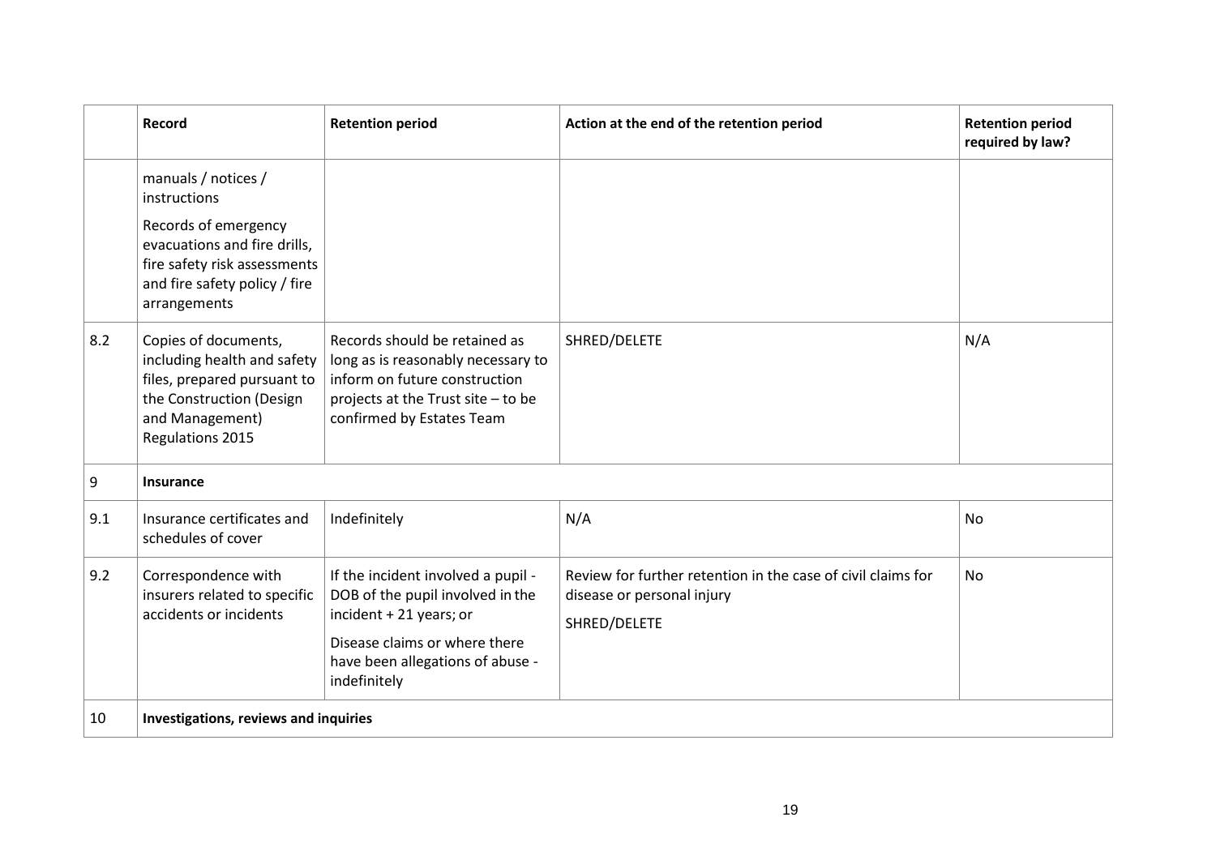| | Record | Retention period | Action at the end of the retention period | Retention period required by law? |
|---|---|---|---|---|
| | manuals / notices / instructions<br><br>Records of emergency evacuations and fire drills, fire safety risk assessments and fire safety policy / fire arrangements | | | |
| 8.2 | Copies of documents, including health and safety files, prepared pursuant to the Construction (Design and Management) Regulations 2015 | Records should be retained as long as is reasonably necessary to inform on future construction projects at the Trust site – to be confirmed by Estates Team | SHRED/DELETE | N/A |
| 9 | **Insurance** | | | |
| 9.1 | Insurance certificates and schedules of cover | Indefinitely | N/A | No |
| 9.2 | Correspondence with insurers related to specific accidents or incidents | If the incident involved a pupil - DOB of the pupil involved in the incident + 21 years; or<br><br>Disease claims or where there have been allegations of abuse - indefinitely | Review for further retention in the case of civil claims for disease or personal injury<br><br>SHRED/DELETE | No |
| 10 | **Investigations, reviews and inquiries** | | | |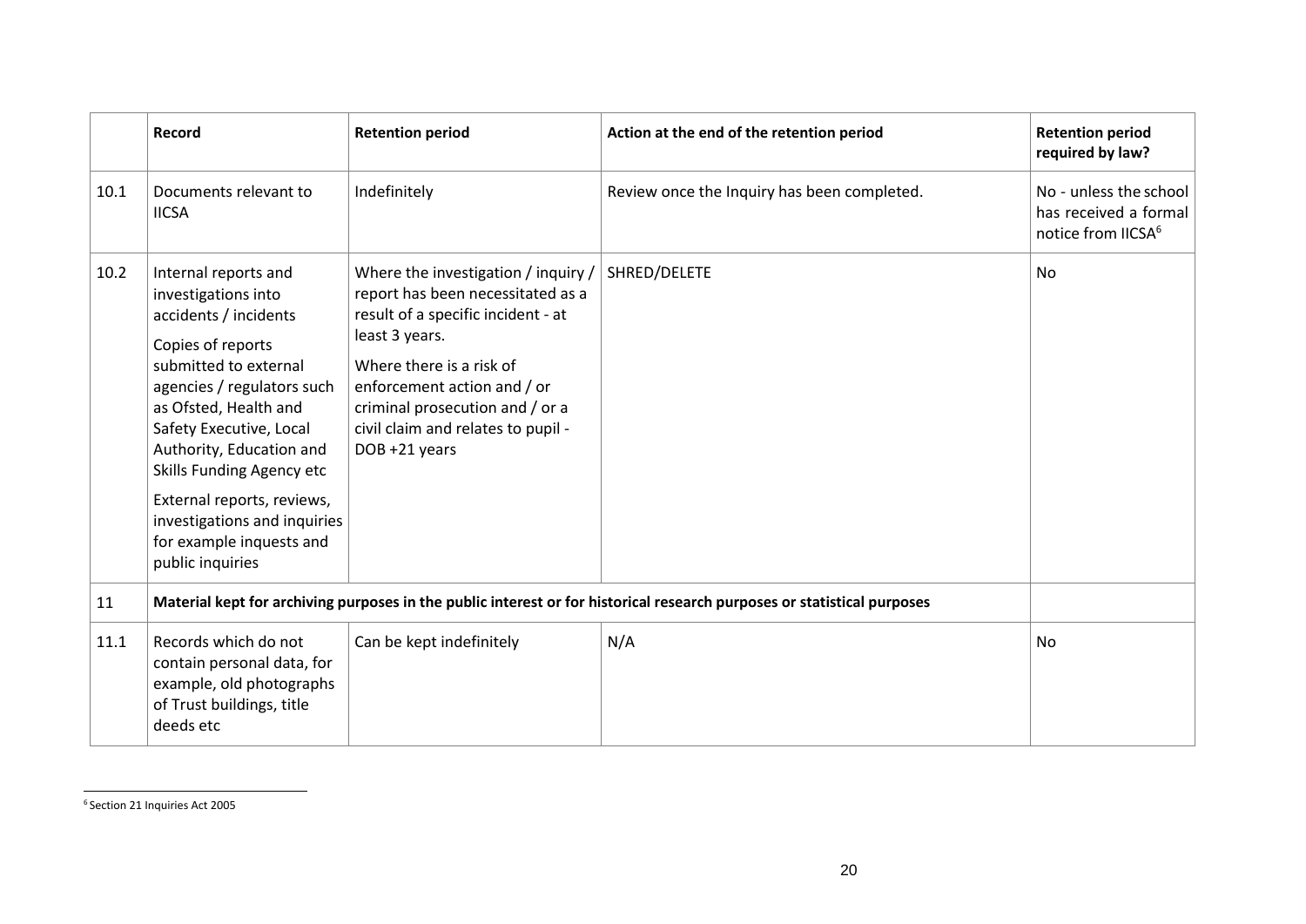| | Record | Retention period | Action at the end of the retention period | Retention period required by law? |
|---|---|---|---|---|
| 10.1 | Documents relevant to IICSA | Indefinitely | Review once the Inquiry has been completed. | No - unless the school has received a formal notice from IICSA[6] |
| 10.2 | Internal reports and investigations into accidents / incidents<br><br>Copies of reports submitted to external agencies / regulators such as Ofsted, Health and Safety Executive, Local Authority, Education and Skills Funding Agency etc<br><br>External reports, reviews, investigations and inquiries for example inquests and public inquiries | Where the investigation / inquiry / report has been necessitated as a result of a specific incident - at least 3 years.<br><br>Where there is a risk of enforcement action and / or criminal prosecution and / or a civil claim and relates to pupil - DOB +21 years | SHRED/DELETE | No |
| 11 | **Material kept for archiving purposes in the public interest or for historical research purposes or statistical purposes** | | | |
| 11.1 | Records which do not contain personal data, for example, old photographs of Trust buildings, title deeds etc | Can be kept indefinitely | N/A | No |

[6] Section 21 Inquiries Act 2005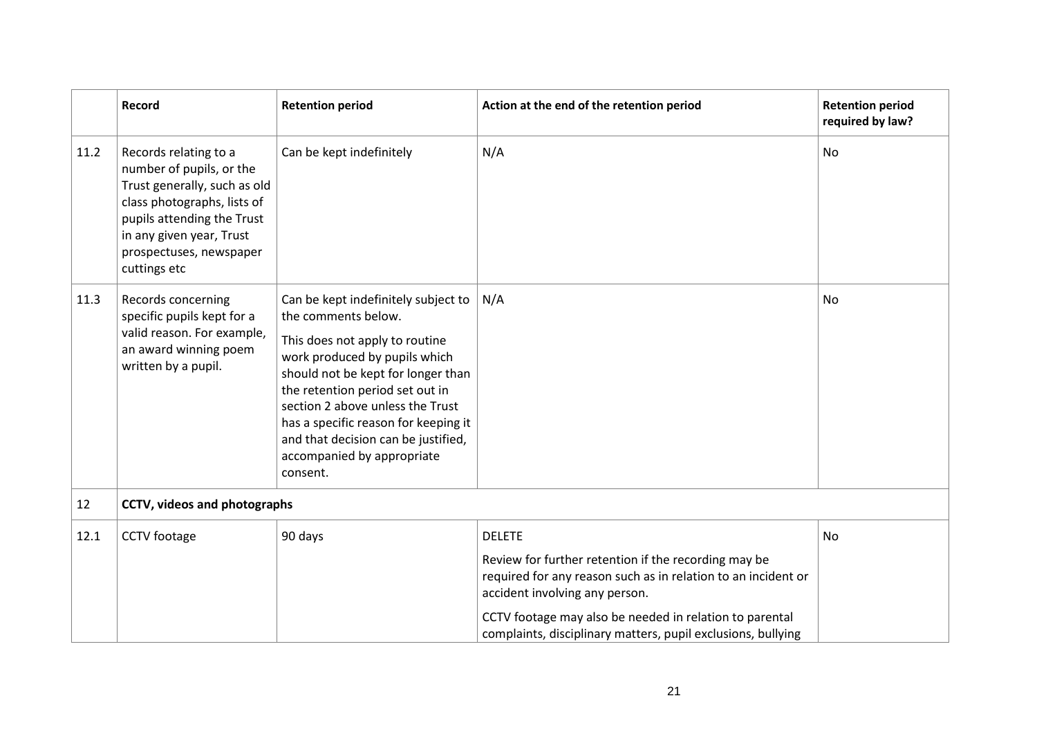| | Record | Retention period | Action at the end of the retention period | Retention period required by law? |
|---|---|---|---|---|
| 11.2 | Records relating to a number of pupils, or the Trust generally, such as old class photographs, lists of pupils attending the Trust in any given year, Trust prospectuses, newspaper cuttings etc | Can be kept indefinitely | N/A | No |
| 11.3 | Records concerning specific pupils kept for a valid reason. For example, an award winning poem written by a pupil. | Can be kept indefinitely subject to the comments below. This does not apply to routine work produced by pupils which should not be kept for longer than the retention period set out in section 2 above unless the Trust has a specific reason for keeping it and that decision can be justified, accompanied by appropriate consent. | N/A | No |
| 12 | **CCTV, videos and photographs** | | | |
| 12.1 | CCTV footage | 90 days | DELETE<br>Review for further retention if the recording may be required for any reason such as in relation to an incident or accident involving any person.<br>CCTV footage may also be needed in relation to parental complaints, disciplinary matters, pupil exclusions, bullying | No |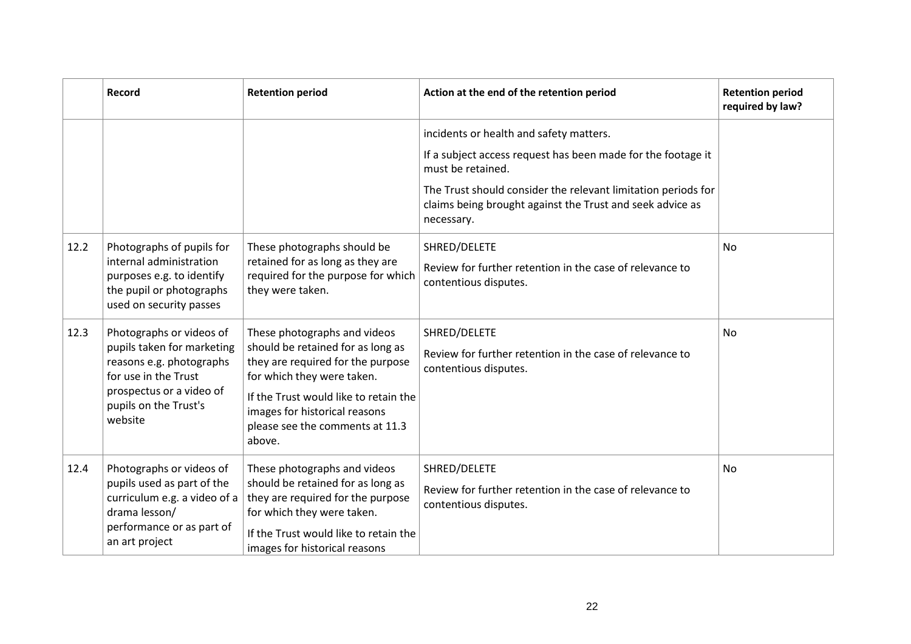| | Record | Retention period | Action at the end of the retention period | Retention period required by law? |
|---|---|---|---|---|
| | | | incidents or health and safety matters.<br>If a subject access request has been made for the footage it must be retained.<br>The Trust should consider the relevant limitation periods for claims being brought against the Trust and seek advice as necessary. | |
| 12.2 | Photographs of pupils for internal administration purposes e.g. to identify the pupil or photographs used on security passes | These photographs should be retained for as long as they are required for the purpose for which they were taken. | SHRED/DELETE<br>Review for further retention in the case of relevance to contentious disputes. | No |
| 12.3 | Photographs or videos of pupils taken for marketing reasons e.g. photographs for use in the Trust prospectus or a video of pupils on the Trust's website | These photographs and videos should be retained for as long as they are required for the purpose for which they were taken.<br>If the Trust would like to retain the images for historical reasons please see the comments at 11.3 above. | SHRED/DELETE<br>Review for further retention in the case of relevance to contentious disputes. | No |
| 12.4 | Photographs or videos of pupils used as part of the curriculum e.g. a video of a drama lesson/ performance or as part of an art project | These photographs and videos should be retained for as long as they are required for the purpose for which they were taken.<br>If the Trust would like to retain the images for historical reasons | SHRED/DELETE<br>Review for further retention in the case of relevance to contentious disputes. | No |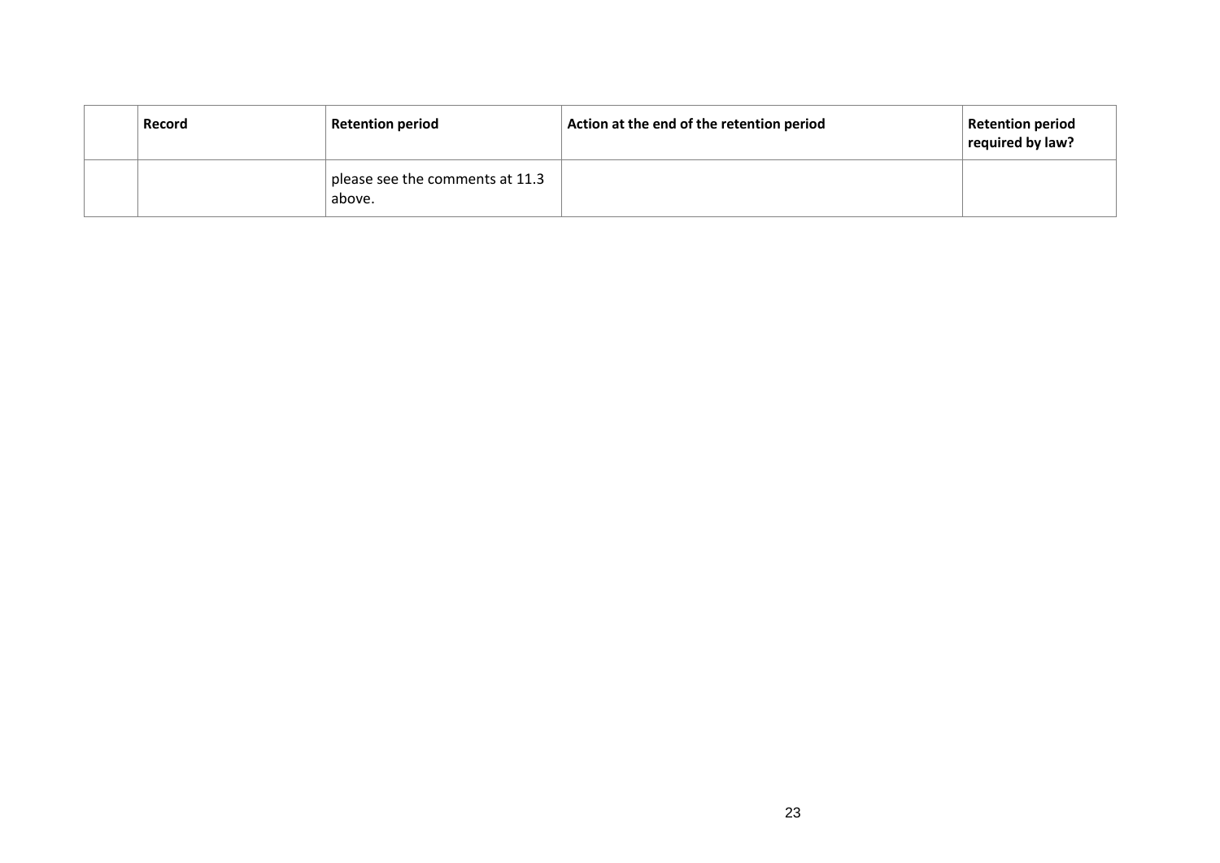| | Record | Retention period | Action at the end of the retention period | Retention period required by law? |
|---|---|---|---|---|
| | | please see the comments at 11.3 above. | | |